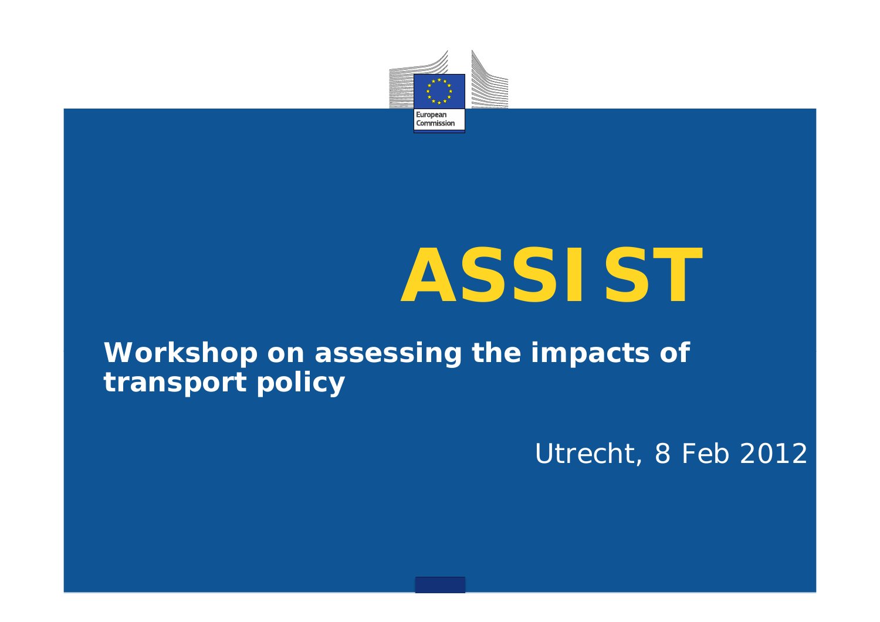European Commission

# ASSIST

**Workshop on assessing the impacts of transport policy**

Utrecht, 8 Feb 2012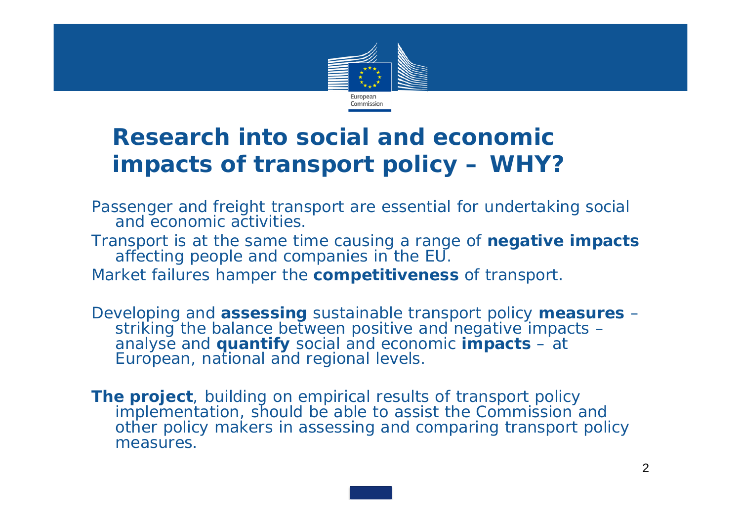# Research into social and economic impacts of transport policy – WHY?

Passenger and freight transport are essential for undertaking social and economic activities.

Transport is at the same time causing a range of **negative impacts** affecting people and companies in the EU.

Market failures hamper the **competitiveness** of transport.

Developing and **assessing** sustainable transport policy **measures** – striking the balance between positive and negative impacts – analyse and **quantify** social and economic **impacts** – at European, national and regional levels.

**The project**, building on empirical results of transport policy implementation, should be able to assist the Commission and other policy makers in assessing and comparing transport policy measures.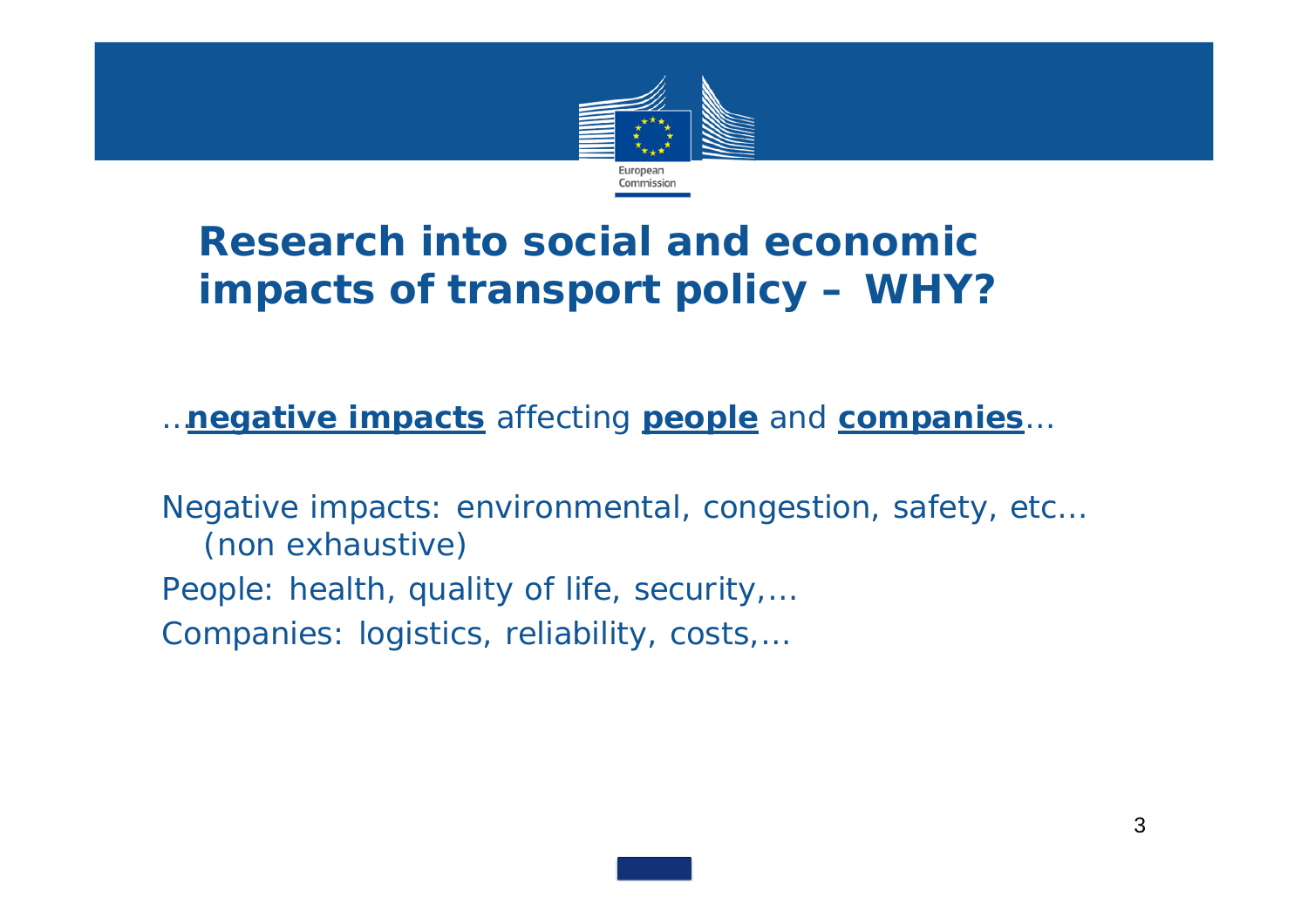# Research into social and economic impacts of transport policy – WHY?

…**negative impacts** affecting **people** and **companies**…

Negative impacts: environmental, congestion, safety, etc… (non exhaustive)

People: health, quality of life, security,…

Companies: logistics, reliability, costs,…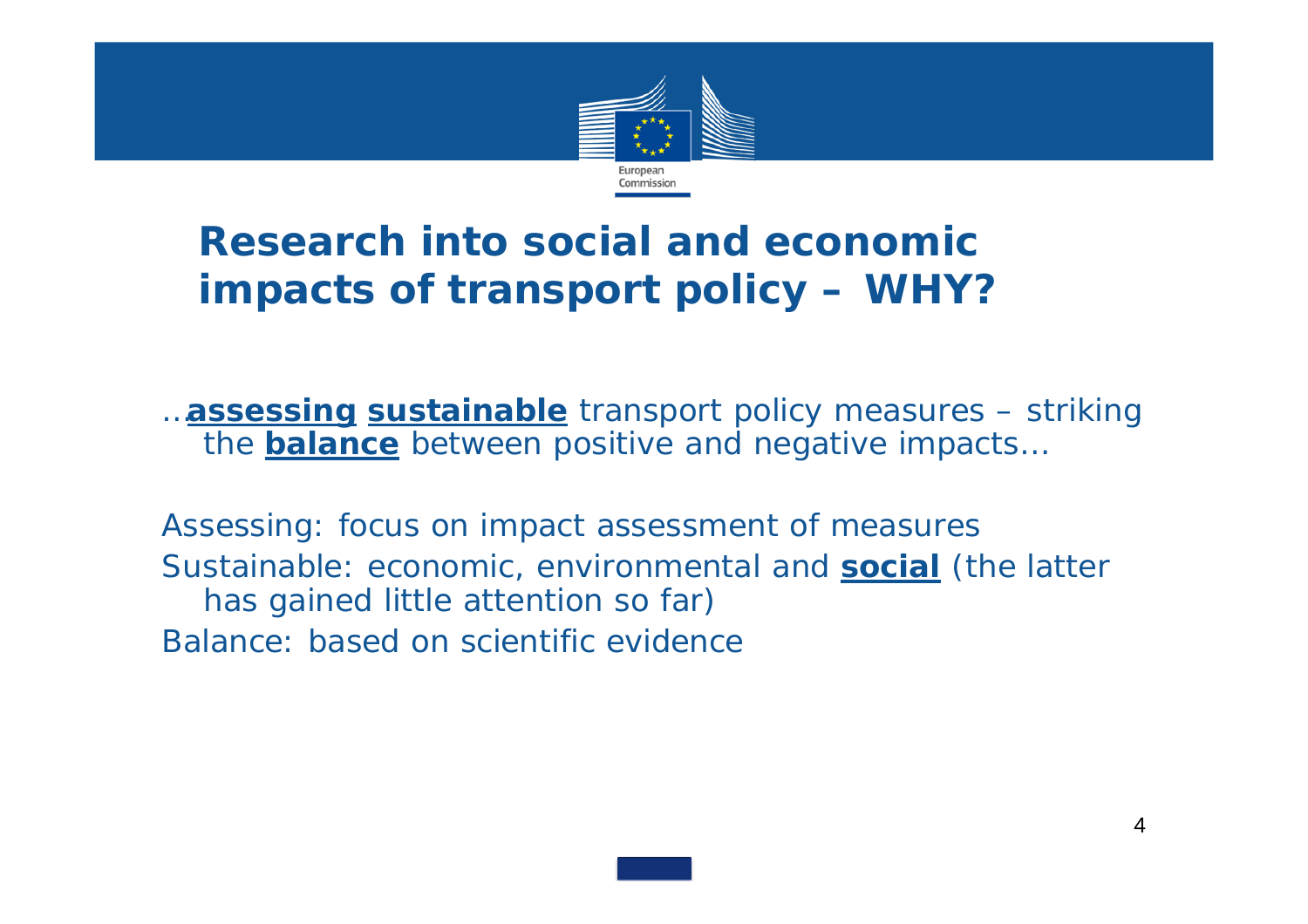# Research into social and economic impacts of transport policy – WHY?

…**assessing** **sustainable** transport policy measures – striking the **balance** between positive and negative impacts…

Assessing: focus on impact assessment of measures

Sustainable: economic, environmental and **social** (the latter has gained little attention so far)

Balance: based on scientific evidence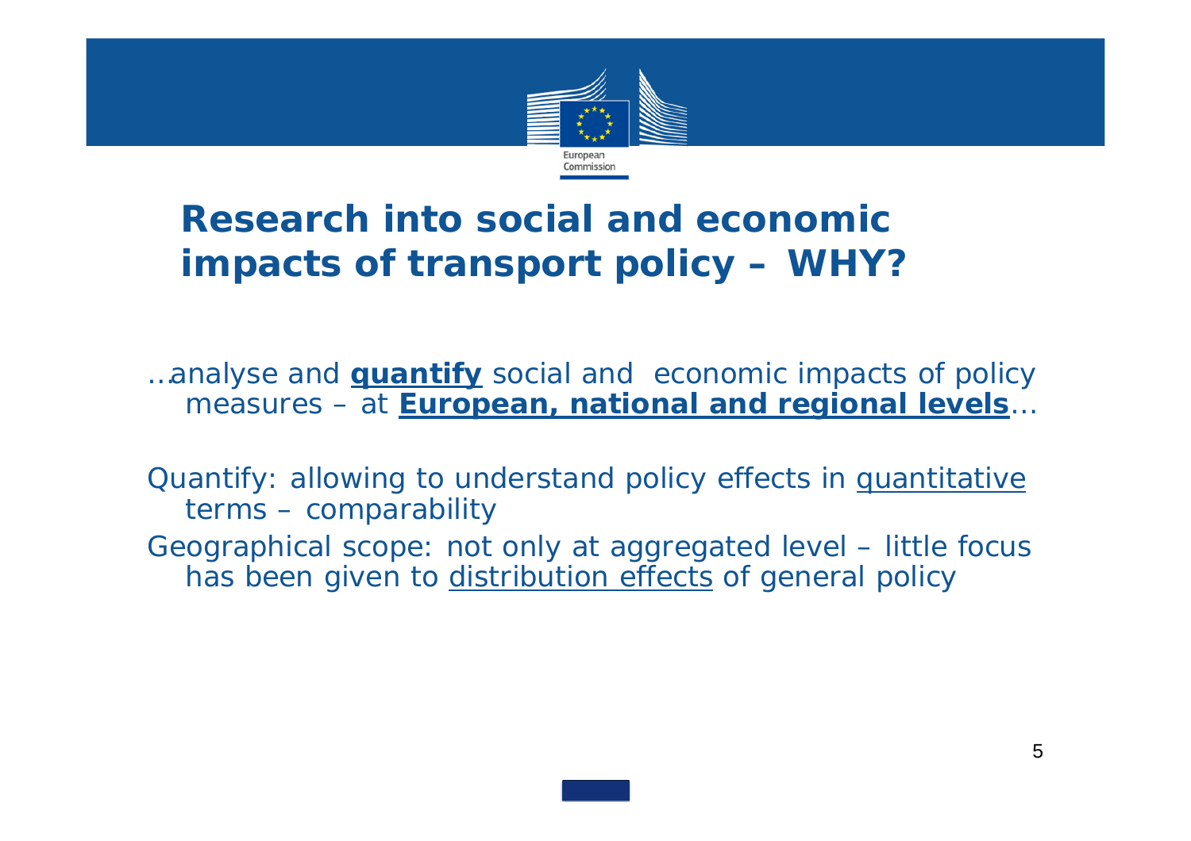# Research into social and economic impacts of transport policy – WHY?

…analyse and **quantify** social and economic impacts of policy measures – at **European, national and regional levels**…

Quantify: allowing to understand policy effects in quantitative terms – comparability

Geographical scope: not only at aggregated level – little focus has been given to distribution effects of general policy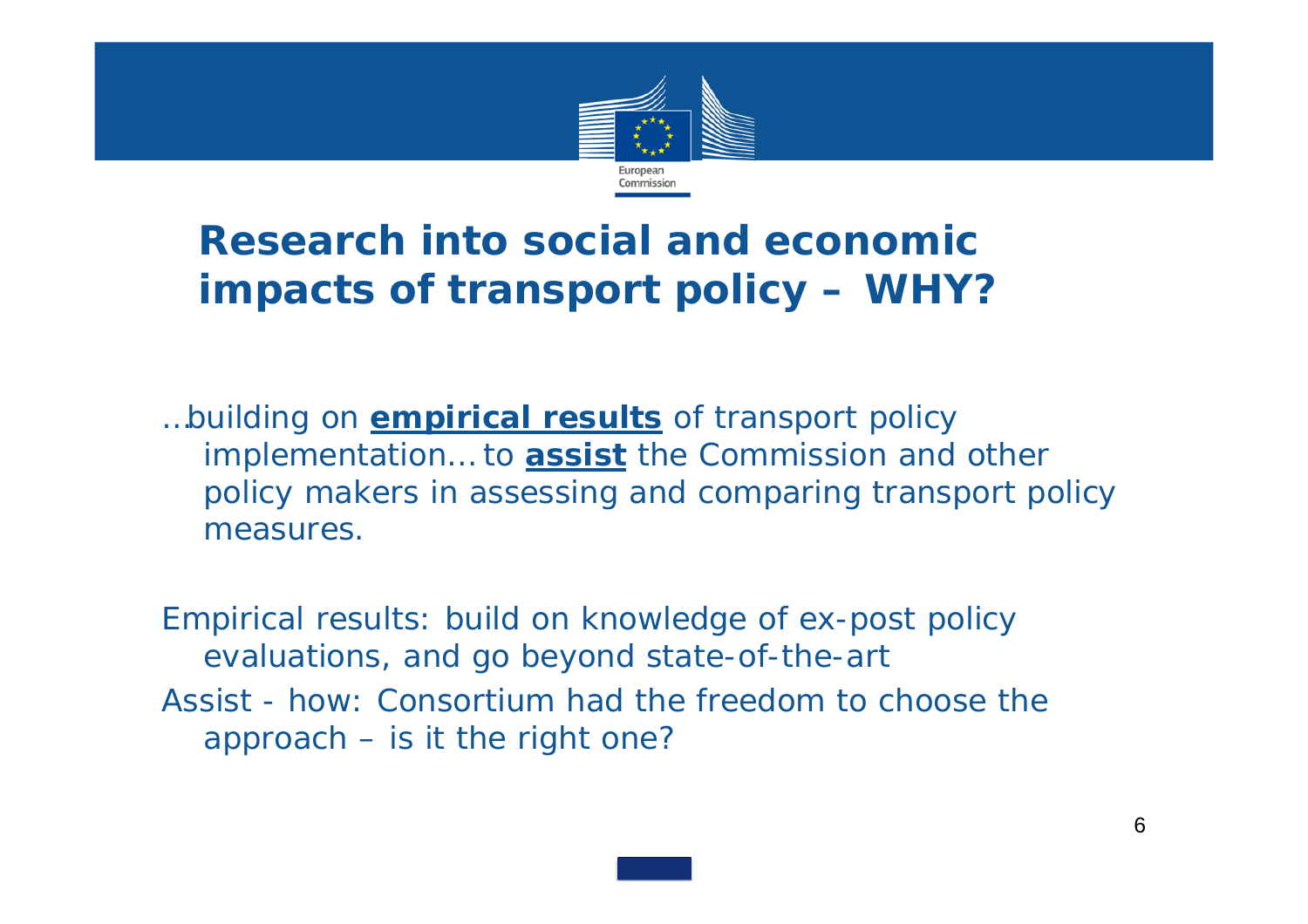# Research into social and economic impacts of transport policy – WHY?

…building on **empirical results** of transport policy implementation… to **assist** the Commission and other policy makers in assessing and comparing transport policy measures.

Empirical results: build on knowledge of ex-post policy evaluations, and go beyond state-of-the-art

Assist - how: Consortium had the freedom to choose the approach – is it the right one?